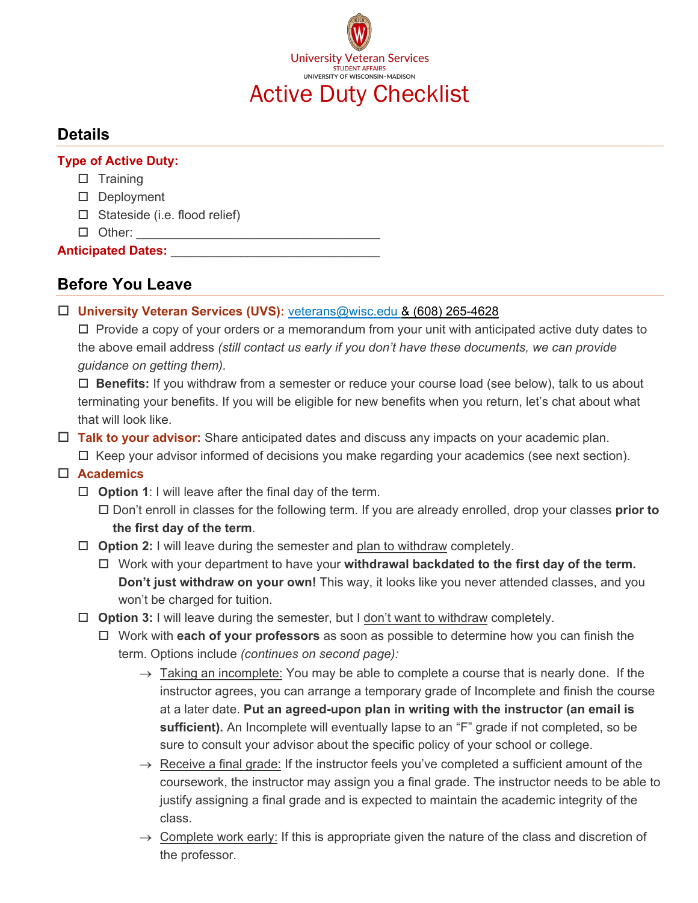University Veteran Services
STUDENT AFFAIRS
UNIVERSITY OF WISCONSIN–MADISON

# Active Duty Checklist

## Details

**Type of Active Duty:**

- ☐ Training
- ☐ Deployment
- ☐ Stateside (i.e. flood relief)
- ☐ Other: ___________________________________

**Anticipated Dates:** ______________________________

## Before You Leave

- ☐ **University Veteran Services (UVS):** veterans@wisc.edu & (608) 265-4628
  - ☐ Provide a copy of your orders or a memorandum from your unit with anticipated active duty dates to the above email address *(still contact us early if you don't have these documents, we can provide guidance on getting them).*
  - ☐ **Benefits:** If you withdraw from a semester or reduce your course load (see below), talk to us about terminating your benefits. If you will be eligible for new benefits when you return, let's chat about what that will look like.
- ☐ **Talk to your advisor:** Share anticipated dates and discuss any impacts on your academic plan.
  - ☐ Keep your advisor informed of decisions you make regarding your academics (see next section).
- ☐ **Academics**
  - ☐ **Option 1**: I will leave after the final day of the term.
    - ☐ Don't enroll in classes for the following term. If you are already enrolled, drop your classes **prior to the first day of the term**.
  - ☐ **Option 2:** I will leave during the semester and plan to withdraw completely.
    - ☐ Work with your department to have your **withdrawal backdated to the first day of the term. Don't just withdraw on your own!** This way, it looks like you never attended classes, and you won't be charged for tuition.
  - ☐ **Option 3:** I will leave during the semester, but I don't want to withdraw completely.
    - ☐ Work with **each of your professors** as soon as possible to determine how you can finish the term. Options include *(continues on second page):*
      - → Taking an incomplete: You may be able to complete a course that is nearly done. If the instructor agrees, you can arrange a temporary grade of Incomplete and finish the course at a later date. **Put an agreed-upon plan in writing with the instructor (an email is sufficient).** An Incomplete will eventually lapse to an "F" grade if not completed, so be sure to consult your advisor about the specific policy of your school or college.
      - → Receive a final grade: If the instructor feels you've completed a sufficient amount of the coursework, the instructor may assign you a final grade. The instructor needs to be able to justify assigning a final grade and is expected to maintain the academic integrity of the class.
      - → Complete work early: If this is appropriate given the nature of the class and discretion of the professor.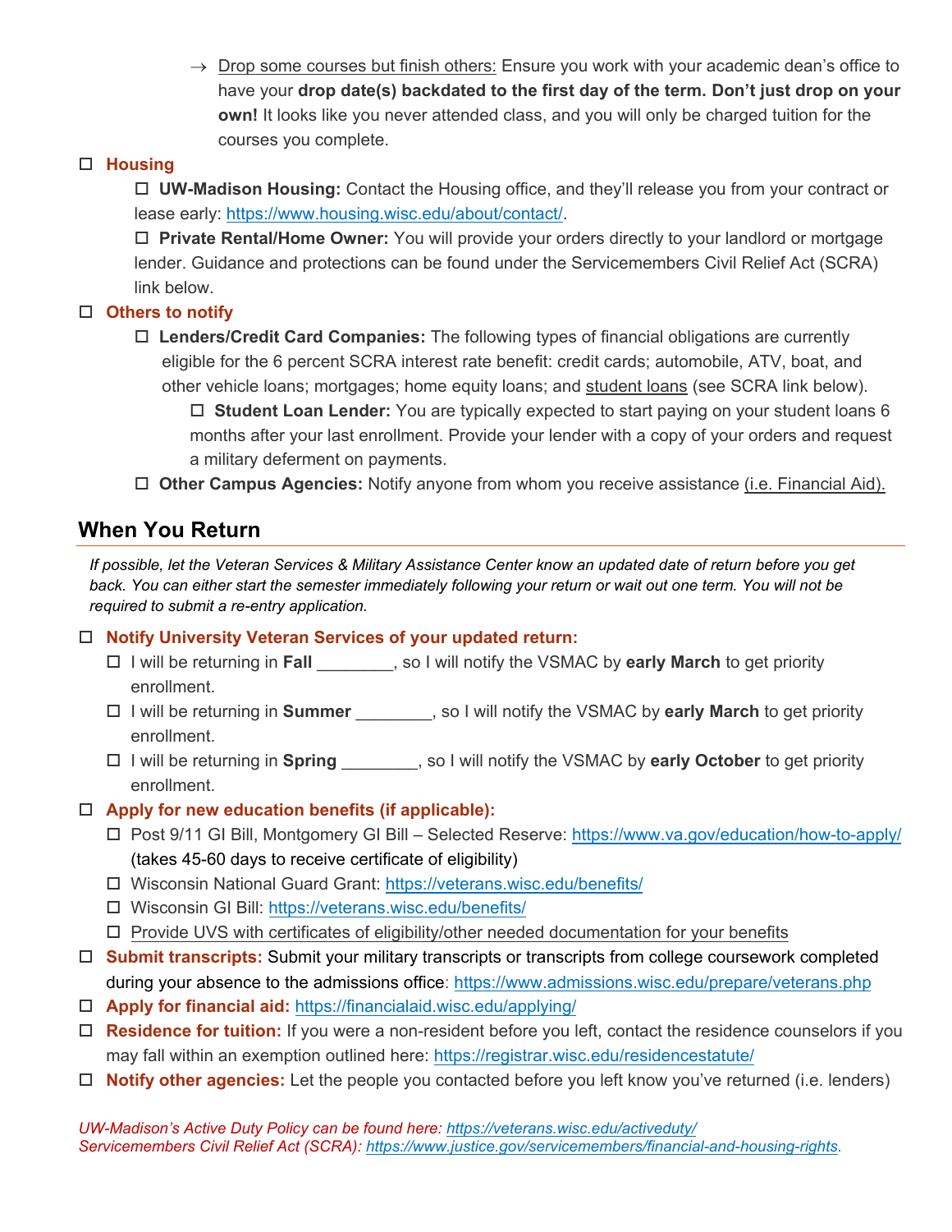- → Drop some courses but finish others: Ensure you work with your academic dean's office to have your **drop date(s) backdated to the first day of the term. Don't just drop on your own!** It looks like you never attended class, and you will only be charged tuition for the courses you complete.

- ☐ **Housing**
  - ☐ **UW-Madison Housing:** Contact the Housing office, and they'll release you from your contract or lease early: https://www.housing.wisc.edu/about/contact/.
  - ☐ **Private Rental/Home Owner:** You will provide your orders directly to your landlord or mortgage lender. Guidance and protections can be found under the Servicemembers Civil Relief Act (SCRA) link below.
- ☐ **Others to notify**
  - ☐ **Lenders/Credit Card Companies:** The following types of financial obligations are currently eligible for the 6 percent SCRA interest rate benefit: credit cards; automobile, ATV, boat, and other vehicle loans; mortgages; home equity loans; and student loans (see SCRA link below).
    - ☐ **Student Loan Lender:** You are typically expected to start paying on your student loans 6 months after your last enrollment. Provide your lender with a copy of your orders and request a military deferment on payments.
  - ☐ **Other Campus Agencies:** Notify anyone from whom you receive assistance (i.e. Financial Aid).

## When You Return

*If possible, let the Veteran Services & Military Assistance Center know an updated date of return before you get back. You can either start the semester immediately following your return or wait out one term. You will not be required to submit a re-entry application.*

- ☐ **Notify University Veteran Services of your updated return:**
  - ☐ I will be returning in **Fall** ________, so I will notify the VSMAC by **early March** to get priority enrollment.
  - ☐ I will be returning in **Summer** ________, so I will notify the VSMAC by **early March** to get priority enrollment.
  - ☐ I will be returning in **Spring** ________, so I will notify the VSMAC by **early October** to get priority enrollment.
- ☐ **Apply for new education benefits (if applicable):**
  - ☐ Post 9/11 GI Bill, Montgomery GI Bill – Selected Reserve: https://www.va.gov/education/how-to-apply/ (takes 45-60 days to receive certificate of eligibility)
  - ☐ Wisconsin National Guard Grant: https://veterans.wisc.edu/benefits/
  - ☐ Wisconsin GI Bill: https://veterans.wisc.edu/benefits/
  - ☐ Provide UVS with certificates of eligibility/other needed documentation for your benefits
- ☐ **Submit transcripts:** Submit your military transcripts or transcripts from college coursework completed during your absence to the admissions office: https://www.admissions.wisc.edu/prepare/veterans.php
- ☐ **Apply for financial aid:** https://financialaid.wisc.edu/applying/
- ☐ **Residence for tuition:** If you were a non-resident before you left, contact the residence counselors if you may fall within an exemption outlined here: https://registrar.wisc.edu/residencestatute/
- ☐ **Notify other agencies:** Let the people you contacted before you left know you've returned (i.e. lenders)

*UW-Madison's Active Duty Policy can be found here: https://veterans.wisc.edu/activeduty/*
*Servicemembers Civil Relief Act (SCRA): https://www.justice.gov/servicemembers/financial-and-housing-rights.*